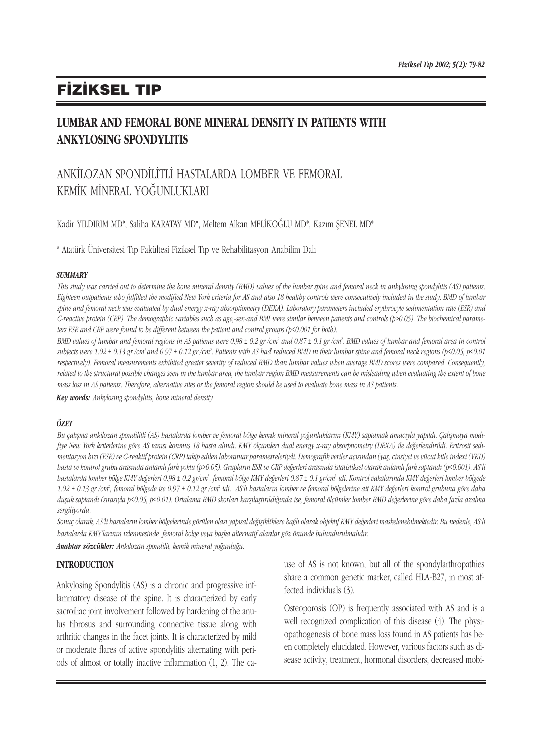# FİZİKSEL TIP

## LUMBAR AND FEMORAL BONE MINERAL DENSITY IN PATIENTS WITH ANKYLOSING SPONDYLITIS

## ANKİLOZAN SPONDİLİTLİ HASTALARDA LOMBER VE FEMORAL KEMİK MİNERAL YOĞUNLUKLARI

Kadir YILDIRIM MD*, Saliha KARATAY MD*, Meltem Alkan MELİKOĞLU MD*, Kazım ŞENEL MD*

\* Atatürk Üniversitesi Tıp Fakültesi Fiziksel Tıp ve Rehabilitasyon Anabilim Dalı

***SUMMARY***

*This study was carried out to determine the bone mineral density (BMD) values of the lumbar spine and femoral neck in ankylosing spondylitis (AS) patients. Eighteen outpatients who fulfilled the modified New York criteria for AS and also 18 healthy controls were consecutively included in the study. BMD of lumbar spine and femoral neck was evaluated by dual energy x-ray absorptiometry (DEXA). Laboratory parameters included erythrocyte sedimentation rate (ESR) and C-reactive protein (CRP). The demographic variables such as age,-sex-and BMI were similar between patients and controls ($p>0.05$). The biochemical parameters ESR and CRP were found to be different between the patient and control groups ($p<0.001$ for both).*

*BMD values of lumbar and femoral regions in AS patients were 0.98 ± 0.2 gr /cm² and 0.87 ± 0.1 gr /cm². BMD values of lumbar and femoral area in control subjects were 1.02 ± 0.13 gr /cm² and 0.97 ± 0.12 gr /cm². Patients with AS had reduced BMD in their lumbar spine and femoral neck regions ($p<0.05$, $p<0.01$ respectively). Femoral measurements exhibited greater severity of reduced BMD than lumbar values when average BMD scores were compared. Consequently, related to the structural possible changes seen in the lumbar area, the lumbar region BMD measurements can be misleading when evaluating the extent of bone mass loss in AS patients. Therefore, alternative sites or the femoral region should be used to evaluate bone mass in AS patients.*

***Key words:*** *Ankylosing spondylitis, bone mineral density*

***ÖZET***

*Bu çalışma ankilozan spondilitli (AS) hastalarda lomber ve femoral bölge kemik mineral yoğunluklarını (KMY) saptamak amacıyla yapıldı. Çalışmaya modifiye New York kriterlerine göre AS tanısı konmuş 18 hasta alındı. KMY ölçümleri dual energy x-ray absorptiometry (DEXA) ile değerlendirildi. Eritrosit sedimentasyon hızı (ESR) ve C-reaktif protein (CRP) takip edilen laboratuar parametreleriydi. Demografik veriler açısından (yaş, cinsiyet ve vücut kitle indexi (VKİ)) hasta ve kontrol grubu arasında anlamlı fark yoktu ($p>0.05$). Grupların ESR ve CRP değerleri arasında istatistiksel olarak anlamlı fark saptandı ($p<0.001$). AS'li hastalarda lomber bölge KMY değerleri 0.98 ± 0.2 gr/cm², femoral bölge KMY değerleri 0.87 ± 0.1 gr/cm² idi. Kontrol vakalarında KMY değerleri lomber bölgede 1.02 ± 0.13 gr /cm², femoral bölgede ise 0.97 ± 0.12 gr /cm² idi. AS'li hastaların lomber ve femoral bölgelerine ait KMY değerleri kontrol grubuna göre daha düşük saptandı (sırasıyla $p<0.05$, $p<0.01$). Ortalama BMD skorları karşılaştırıldığında ise, femoral ölçümler lomber BMD değerlerine göre daha fazla azalma sergiliyordu.*

*Sonuç olarak, AS'li hastaların lomber bölgelerinde görülen olası yapısal değişikliklere bağlı olarak objektif KMY değerleri maskelenebilmektedir. Bu nedenle, AS'li hastaların KMY'larının izlenmesinde femoral bölge veya başka alternatif alanlar göz önünde bulundurulmalıdır.*

***Anahtar sözcükler:*** *Ankilozan spondilit, kemik mineral yoğunluğu.*

### INTRODUCTION

Ankylosing Spondylitis (AS) is a chronic and progressive inflammatory disease of the spine. It is characterized by early sacroiliac joint involvement followed by hardening of the anulus fibrosus and surrounding connective tissue along with arthritic changes in the facet joints. It is characterized by mild or moderate flares of active spondylitis alternating with periods of almost or totally inactive inflammation (1, 2). The cause of AS is not known, but all of the spondylarthropathies share a common genetic marker, called HLA-B27, in most affected individuals (3).

Osteoporosis (OP) is frequently associated with AS and is a well recognized complication of this disease (4). The physiopathogenesis of bone mass loss found in AS patients has been completely elucidated. However, various factors such as disease activity, treatment, hormonal disorders, decreased mobi-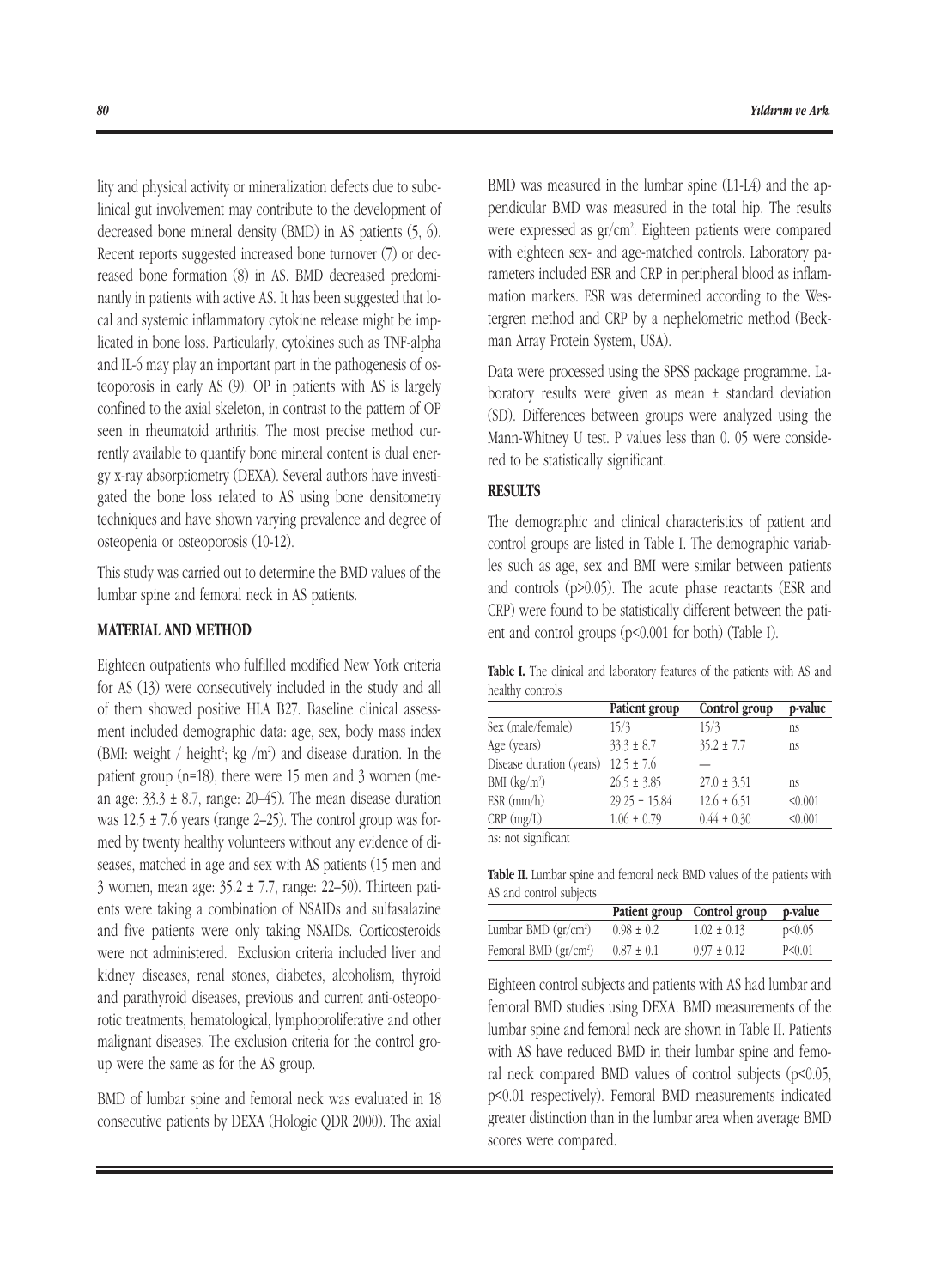lity and physical activity or mineralization defects due to subclinical gut involvement may contribute to the development of decreased bone mineral density (BMD) in AS patients (5, 6). Recent reports suggested increased bone turnover (7) or decreased bone formation (8) in AS. BMD decreased predominantly in patients with active AS. It has been suggested that local and systemic inflammatory cytokine release might be implicated in bone loss. Particularly, cytokines such as TNF-alpha and IL-6 may play an important part in the pathogenesis of osteoporosis in early AS (9). OP in patients with AS is largely confined to the axial skeleton, in contrast to the pattern of OP seen in rheumatoid arthritis. The most precise method currently available to quantify bone mineral content is dual energy x-ray absorptiometry (DEXA). Several authors have investigated the bone loss related to AS using bone densitometry techniques and have shown varying prevalence and degree of osteopenia or osteoporosis (10-12).

This study was carried out to determine the BMD values of the lumbar spine and femoral neck in AS patients.

## MATERIAL AND METHOD

Eighteen outpatients who fulfilled modified New York criteria for AS (13) were consecutively included in the study and all of them showed positive HLA B27. Baseline clinical assessment included demographic data: age, sex, body mass index (BMI: weight / height$^2$; kg /m$^2$) and disease duration. In the patient group (n=18), there were 15 men and 3 women (mean age: 33.3 ± 8.7, range: 20–45). The mean disease duration was 12.5 ± 7.6 years (range 2–25). The control group was formed by twenty healthy volunteers without any evidence of diseases, matched in age and sex with AS patients (15 men and 3 women, mean age: 35.2 ± 7.7, range: 22–50). Thirteen patients were taking a combination of NSAIDs and sulfasalazine and five patients were only taking NSAIDs. Corticosteroids were not administered. Exclusion criteria included liver and kidney diseases, renal stones, diabetes, alcoholism, thyroid and parathyroid diseases, previous and current anti-osteoporotic treatments, hematological, lymphoproliferative and other malignant diseases. The exclusion criteria for the control group were the same as for the AS group.

BMD of lumbar spine and femoral neck was evaluated in 18 consecutive patients by DEXA (Hologic QDR 2000). The axial BMD was measured in the lumbar spine (L1-L4) and the appendicular BMD was measured in the total hip. The results were expressed as gr/cm$^2$. Eighteen patients were compared with eighteen sex- and age-matched controls. Laboratory parameters included ESR and CRP in peripheral blood as inflammation markers. ESR was determined according to the Westergren method and CRP by a nephelometric method (Beckman Array Protein System, USA).

Data were processed using the SPSS package programme. Laboratory results were given as mean ± standard deviation (SD). Differences between groups were analyzed using the Mann-Whitney U test. P values less than 0. 05 were considered to be statistically significant.

## RESULTS

The demographic and clinical characteristics of patient and control groups are listed in Table I. The demographic variables such as age, sex and BMI were similar between patients and controls ($p>0.05$). The acute phase reactants (ESR and CRP) were found to be statistically different between the patient and control groups ($p<0.001$ for both) (Table I).

**Table I.** The clinical and laboratory features of the patients with AS and healthy controls

| | Patient group | Control group | p-value |
|---|---|---|---|
| Sex (male/female) | 15/3 | 15/3 | ns |
| Age (years) | 33.3 ± 8.7 | 35.2 ± 7.7 | ns |
| Disease duration (years) | 12.5 ± 7.6 | — | |
| BMI (kg/m$^2$) | 26.5 ± 3.85 | 27.0 ± 3.51 | ns |
| ESR (mm/h) | 29.25 ± 15.84 | 12.6 ± 6.51 | <0.001 |
| CRP (mg/L) | 1.06 ± 0.79 | 0.44 ± 0.30 | <0.001 |

ns: not significant

**Table II.** Lumbar spine and femoral neck BMD values of the patients with AS and control subjects

| | Patient group | Control group | p-value |
|---|---|---|---|
| Lumbar BMD (gr/cm$^2$) | 0.98 ± 0.2 | 1.02 ± 0.13 | p<0.05 |
| Femoral BMD (gr/cm$^2$) | 0.87 ± 0.1 | 0.97 ± 0.12 | P<0.01 |

Eighteen control subjects and patients with AS had lumbar and femoral BMD studies using DEXA. BMD measurements of the lumbar spine and femoral neck are shown in Table II. Patients with AS have reduced BMD in their lumbar spine and femoral neck compared BMD values of control subjects ($p<0.05$, $p<0.01$ respectively). Femoral BMD measurements indicated greater distinction than in the lumbar area when average BMD scores were compared.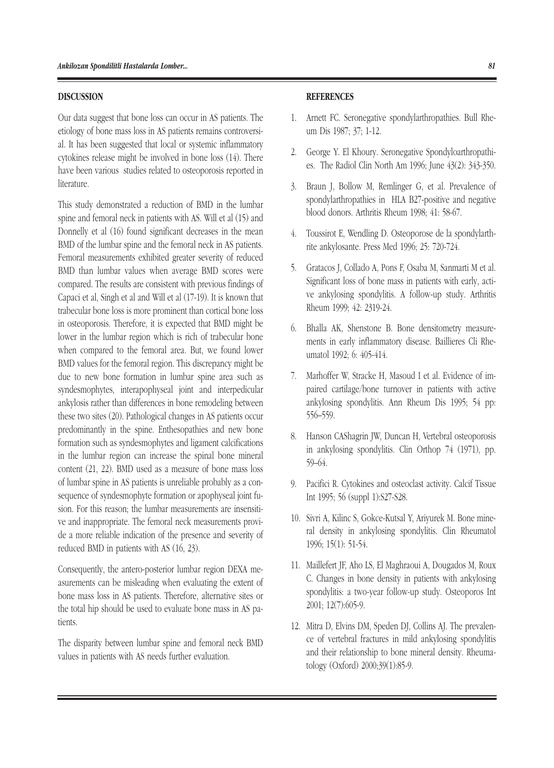## DISCUSSION

Our data suggest that bone loss can occur in AS patients. The etiology of bone mass loss in AS patients remains controversial. It has been suggested that local or systemic inflammatory cytokines release might be involved in bone loss (14). There have been various studies related to osteoporosis reported in literature.

This study demonstrated a reduction of BMD in the lumbar spine and femoral neck in patients with AS. Will et al (15) and Donnelly et al (16) found significant decreases in the mean BMD of the lumbar spine and the femoral neck in AS patients. Femoral measurements exhibited greater severity of reduced BMD than lumbar values when average BMD scores were compared. The results are consistent with previous findings of Capaci et al, Singh et al and Will et al (17-19). It is known that trabecular bone loss is more prominent than cortical bone loss in osteoporosis. Therefore, it is expected that BMD might be lower in the lumbar region which is rich of trabecular bone when compared to the femoral area. But, we found lower BMD values for the femoral region. This discrepancy might be due to new bone formation in lumbar spine area such as syndesmophytes, interapophyseal joint and interpedicular ankylosis rather than differences in bone remodeling between these two sites (20). Pathological changes in AS patients occur predominantly in the spine. Enthesopathies and new bone formation such as syndesmophytes and ligament calcifications in the lumbar region can increase the spinal bone mineral content (21, 22). BMD used as a measure of bone mass loss of lumbar spine in AS patients is unreliable probably as a consequence of syndesmophyte formation or apophyseal joint fusion. For this reason; the lumbar measurements are insensitive and inappropriate. The femoral neck measurements provide a more reliable indication of the presence and severity of reduced BMD in patients with AS (16, 23).

Consequently, the antero-posterior lumbar region DEXA measurements can be misleading when evaluating the extent of bone mass loss in AS patients. Therefore, alternative sites or the total hip should be used to evaluate bone mass in AS patients.

The disparity between lumbar spine and femoral neck BMD values in patients with AS needs further evaluation.

## REFERENCES

1. Arnett FC. Seronegative spondylarthropathies. Bull Rheum Dis 1987; 37; 1-12.
2. George Y. El Khoury. Seronegative Spondyloarthropathies. The Radiol Clin North Am 1996; June 43(2): 343-350.
3. Braun J, Bollow M, Remlinger G, et al. Prevalence of spondylarthropathies in HLA B27-positive and negative blood donors. Arthritis Rheum 1998; 41: 58-67.
4. Toussirot E, Wendling D. Osteoporose de la spondylarthrite ankylosante. Press Med 1996; 25: 720-724.
5. Gratacos J, Collado A, Pons F, Osaba M, Sanmarti M et al. Significant loss of bone mass in patients with early, active ankylosing spondylitis. A follow-up study. Arthritis Rheum 1999; 42: 2319-24.
6. Bhalla AK, Shenstone B. Bone densitometry measurements in early inflammatory disease. Baillieres Cli Rheumatol 1992; 6: 405-414.
7. Marhoffer W, Stracke H, Masoud I et al. Evidence of impaired cartilage/bone turnover in patients with active ankylosing spondylitis. Ann Rheum Dis 1995; 54 pp: 556–559.
8. Hanson CAShagrin JW, Duncan H, Vertebral osteoporosis in ankylosing spondylitis. Clin Orthop 74 (1971), pp. 59–64.
9. Pacifici R. Cytokines and osteoclast activity. Calcif Tissue Int 1995; 56 (suppl 1):S27-S28.
10. Sivri A, Kilinc S, Gokce-Kutsal Y, Ariyurek M. Bone mineral density in ankylosing spondylitis. Clin Rheumatol 1996; 15(1): 51-54.
11. Maillefert JF, Aho LS, El Maghraoui A, Dougados M, Roux C. Changes in bone density in patients with ankylosing spondylitis: a two-year follow-up study. Osteoporos Int 2001; 12(7):605-9.
12. Mitra D, Elvins DM, Speden DJ, Collins AJ. The prevalence of vertebral fractures in mild ankylosing spondylitis and their relationship to bone mineral density. Rheumatology (Oxford) 2000;39(1):85-9.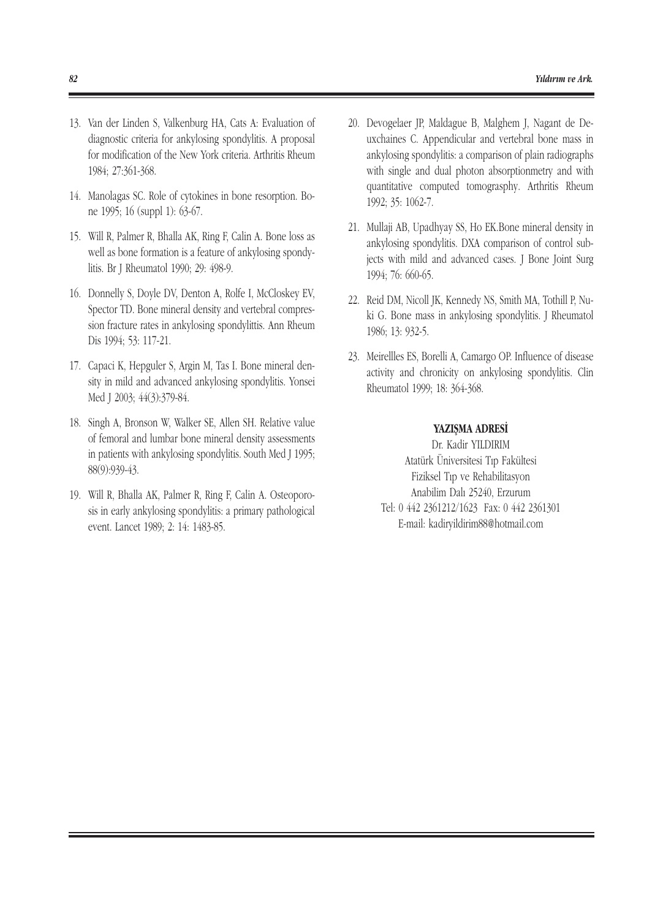13. Van der Linden S, Valkenburg HA, Cats A: Evaluation of diagnostic criteria for ankylosing spondylitis. A proposal for modification of the New York criteria. Arthritis Rheum 1984; 27:361-368.

14. Manolagas SC. Role of cytokines in bone resorption. Bone 1995; 16 (suppl 1): 63-67.

15. Will R, Palmer R, Bhalla AK, Ring F, Calin A. Bone loss as well as bone formation is a feature of ankylosing spondylitis. Br J Rheumatol 1990; 29: 498-9.

16. Donnelly S, Doyle DV, Denton A, Rolfe I, McCloskey EV, Spector TD. Bone mineral density and vertebral compression fracture rates in ankylosing spondylittis. Ann Rheum Dis 1994; 53: 117-21.

17. Capaci K, Hepguler S, Argin M, Tas I. Bone mineral density in mild and advanced ankylosing spondylitis. Yonsei Med J 2003; 44(3):379-84.

18. Singh A, Bronson W, Walker SE, Allen SH. Relative value of femoral and lumbar bone mineral density assessments in patients with ankylosing spondylitis. South Med J 1995; 88(9):939-43.

19. Will R, Bhalla AK, Palmer R, Ring F, Calin A. Osteoporosis in early ankylosing spondylitis: a primary pathological event. Lancet 1989; 2: 14: 1483-85.

20. Devogelaer JP, Maldague B, Malghem J, Nagant de Deuxchaines C. Appendicular and vertebral bone mass in ankylosing spondylitis: a comparison of plain radiographs with single and dual photon absorptionmetry and with quantitative computed tomograsphy. Arthritis Rheum 1992; 35: 1062-7.

21. Mullaji AB, Upadhyay SS, Ho EK.Bone mineral density in ankylosing spondylitis. DXA comparison of control subjects with mild and advanced cases. J Bone Joint Surg 1994; 76: 660-65.

22. Reid DM, Nicoll JK, Kennedy NS, Smith MA, Tothill P, Nuki G. Bone mass in ankylosing spondylitis. J Rheumatol 1986; 13: 932-5.

23. Meirellles ES, Borelli A, Camargo OP. Influence of disease activity and chronicity on ankylosing spondylitis. Clin Rheumatol 1999; 18: 364-368.

**YAZIŞMA ADRESİ**

Dr. Kadir YILDIRIM
Atatürk Üniversitesi Tıp Fakültesi
Fiziksel Tıp ve Rehabilitasyon
Anabilim Dalı 25240, Erzurum
Tel: 0 442 2361212/1623 Fax: 0 442 2361301
E-mail: kadiryildirim88@hotmail.com